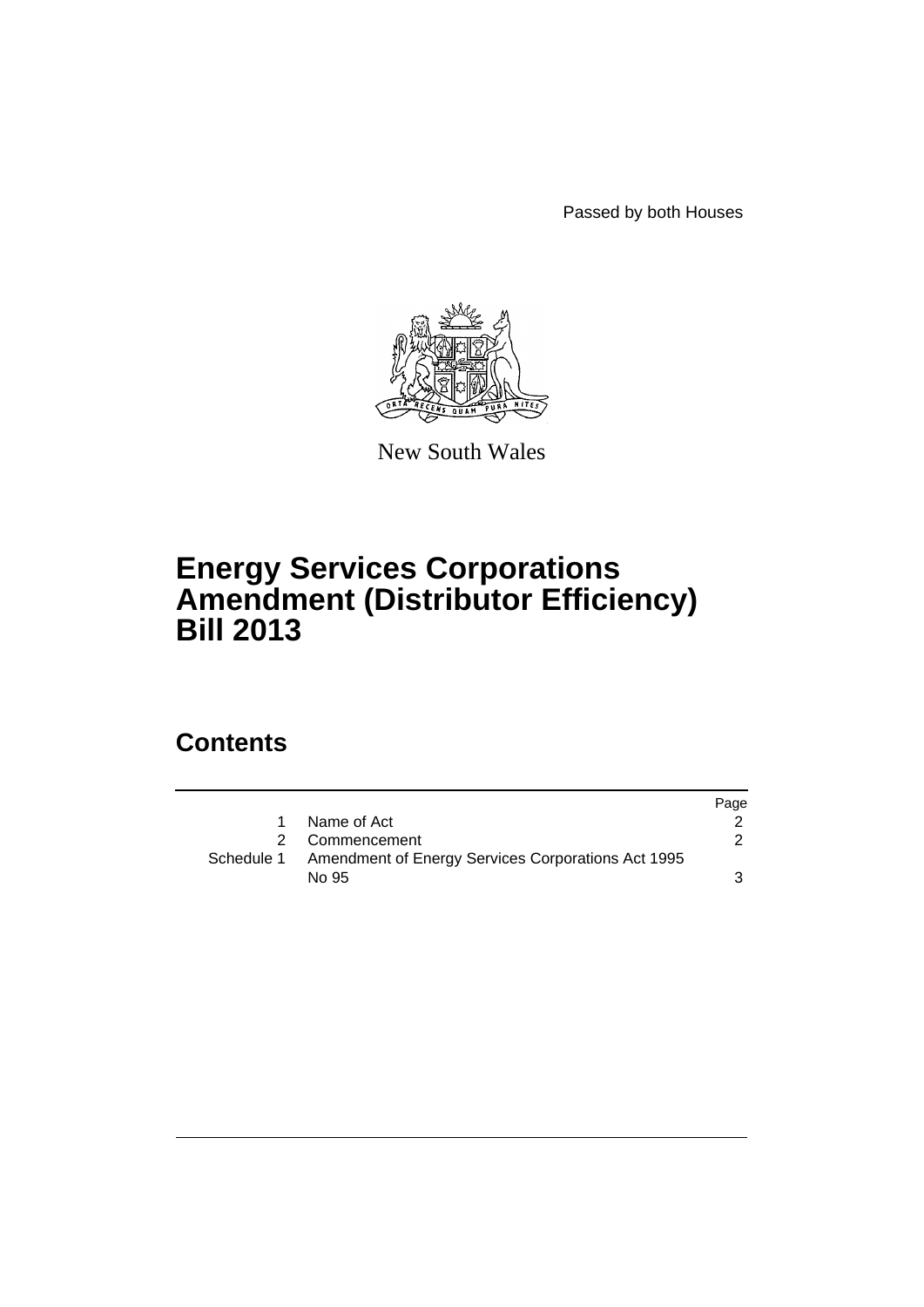Passed by both Houses

New South Wales

# Energy Services Corporations Amendment (Distributor Efficiency) Bill 2013

## Contents

| | | Page |
|---|---|---|
| 1 | Name of Act | 2 |
| 2 | Commencement | 2 |
| Schedule 1 | Amendment of Energy Services Corporations Act 1995 No 95 | 3 |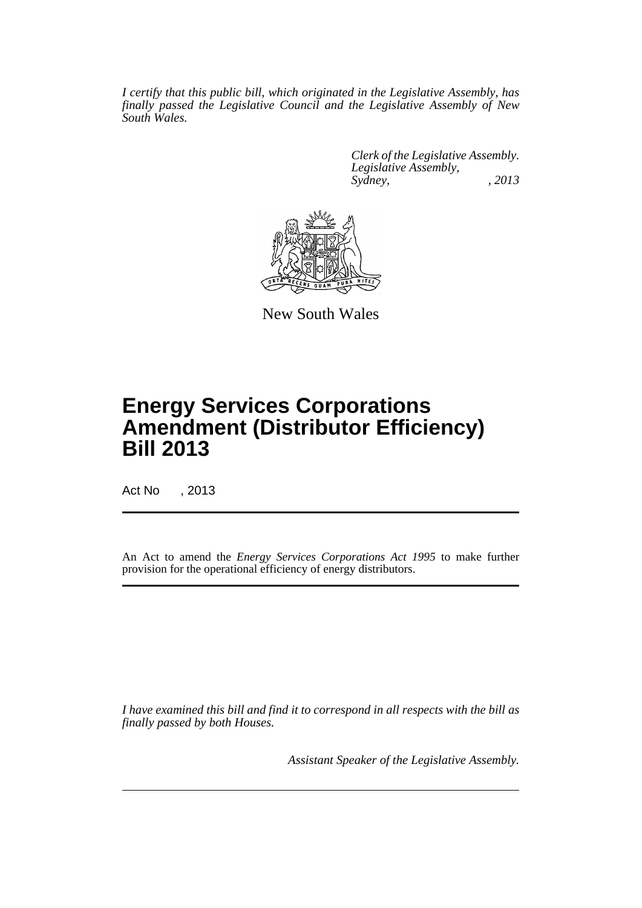*I certify that this public bill, which originated in the Legislative Assembly, has finally passed the Legislative Council and the Legislative Assembly of New South Wales.*

*Clerk of the Legislative Assembly.*
*Legislative Assembly,*
*Sydney, , 2013*

New South Wales

# Energy Services Corporations Amendment (Distributor Efficiency) Bill 2013

Act No , 2013

An Act to amend the *Energy Services Corporations Act 1995* to make further provision for the operational efficiency of energy distributors.

*I have examined this bill and find it to correspond in all respects with the bill as finally passed by both Houses.*

*Assistant Speaker of the Legislative Assembly.*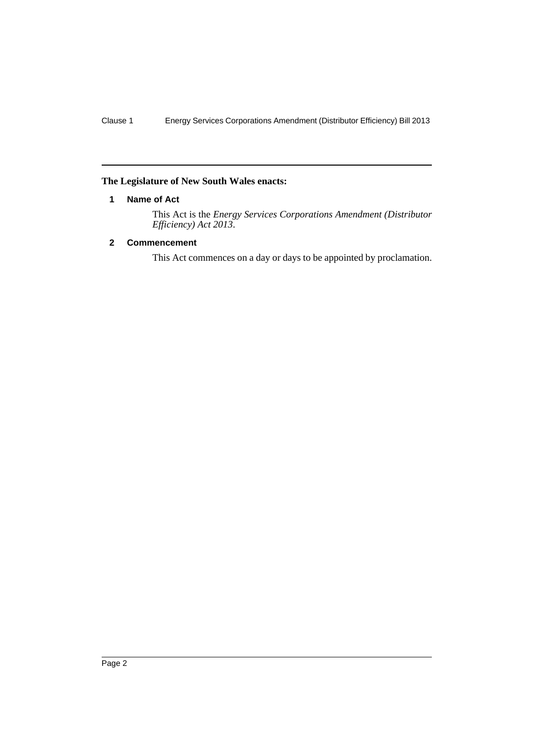**The Legislature of New South Wales enacts:**

### 1 Name of Act

This Act is the *Energy Services Corporations Amendment (Distributor Efficiency) Act 2013*.

### 2 Commencement

This Act commences on a day or days to be appointed by proclamation.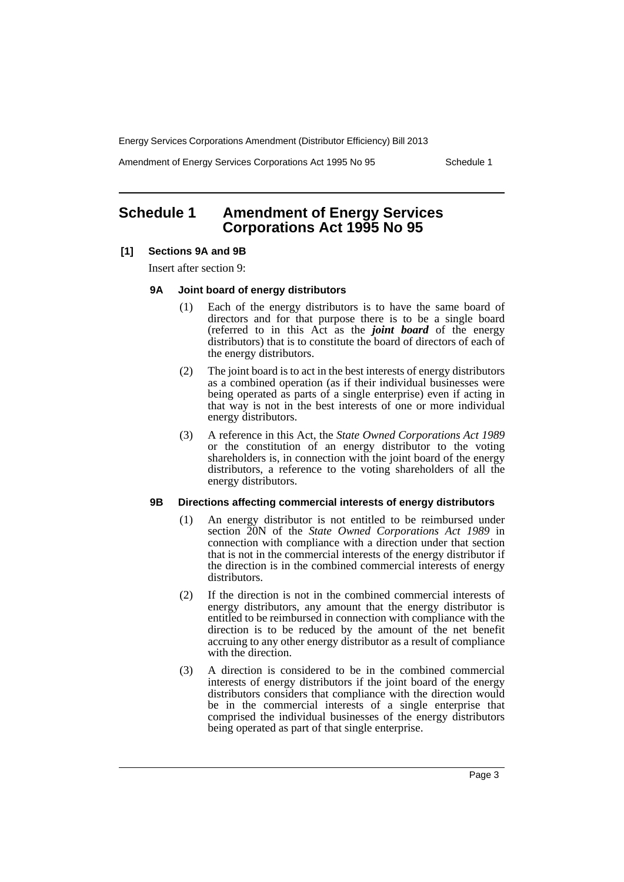# Schedule 1 Amendment of Energy Services Corporations Act 1995 No 95

**[1] Sections 9A and 9B**

Insert after section 9:

### 9A Joint board of energy distributors

(1) Each of the energy distributors is to have the same board of directors and for that purpose there is to be a single board (referred to in this Act as the ***joint board*** of the energy distributors) that is to constitute the board of directors of each of the energy distributors.

(2) The joint board is to act in the best interests of energy distributors as a combined operation (as if their individual businesses were being operated as parts of a single enterprise) even if acting in that way is not in the best interests of one or more individual energy distributors.

(3) A reference in this Act, the *State Owned Corporations Act 1989* or the constitution of an energy distributor to the voting shareholders is, in connection with the joint board of the energy distributors, a reference to the voting shareholders of all the energy distributors.

### 9B Directions affecting commercial interests of energy distributors

(1) An energy distributor is not entitled to be reimbursed under section 20N of the *State Owned Corporations Act 1989* in connection with compliance with a direction under that section that is not in the commercial interests of the energy distributor if the direction is in the combined commercial interests of energy distributors.

(2) If the direction is not in the combined commercial interests of energy distributors, any amount that the energy distributor is entitled to be reimbursed in connection with compliance with the direction is to be reduced by the amount of the net benefit accruing to any other energy distributor as a result of compliance with the direction.

(3) A direction is considered to be in the combined commercial interests of energy distributors if the joint board of the energy distributors considers that compliance with the direction would be in the commercial interests of a single enterprise that comprised the individual businesses of the energy distributors being operated as part of that single enterprise.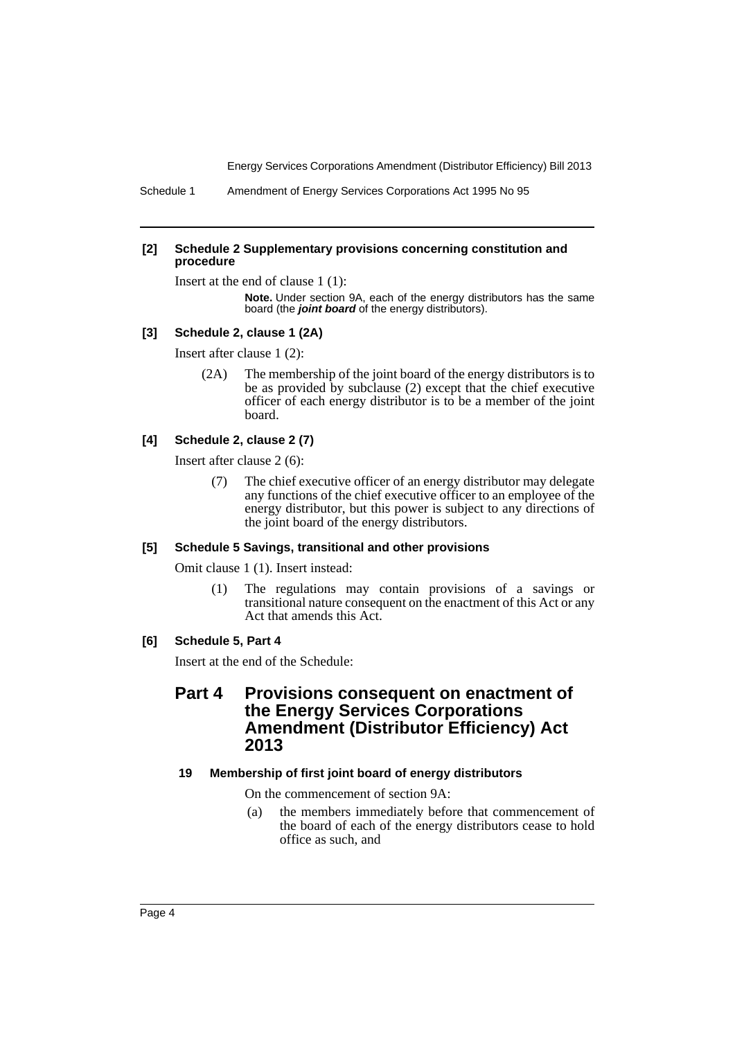**[2] Schedule 2 Supplementary provisions concerning constitution and procedure**

Insert at the end of clause 1 (1):

> **Note.** Under section 9A, each of the energy distributors has the same board (the ***joint board*** of the energy distributors).

**[3] Schedule 2, clause 1 (2A)**

Insert after clause 1 (2):

> (2A) The membership of the joint board of the energy distributors is to be as provided by subclause (2) except that the chief executive officer of each energy distributor is to be a member of the joint board.

**[4] Schedule 2, clause 2 (7)**

Insert after clause 2 (6):

> (7) The chief executive officer of an energy distributor may delegate any functions of the chief executive officer to an employee of the energy distributor, but this power is subject to any directions of the joint board of the energy distributors.

**[5] Schedule 5 Savings, transitional and other provisions**

Omit clause 1 (1). Insert instead:

> (1) The regulations may contain provisions of a savings or transitional nature consequent on the enactment of this Act or any Act that amends this Act.

**[6] Schedule 5, Part 4**

Insert at the end of the Schedule:

## Part 4 Provisions consequent on enactment of the Energy Services Corporations Amendment (Distributor Efficiency) Act 2013

### 19 Membership of first joint board of energy distributors

On the commencement of section 9A:

(a) the members immediately before that commencement of the board of each of the energy distributors cease to hold office as such, and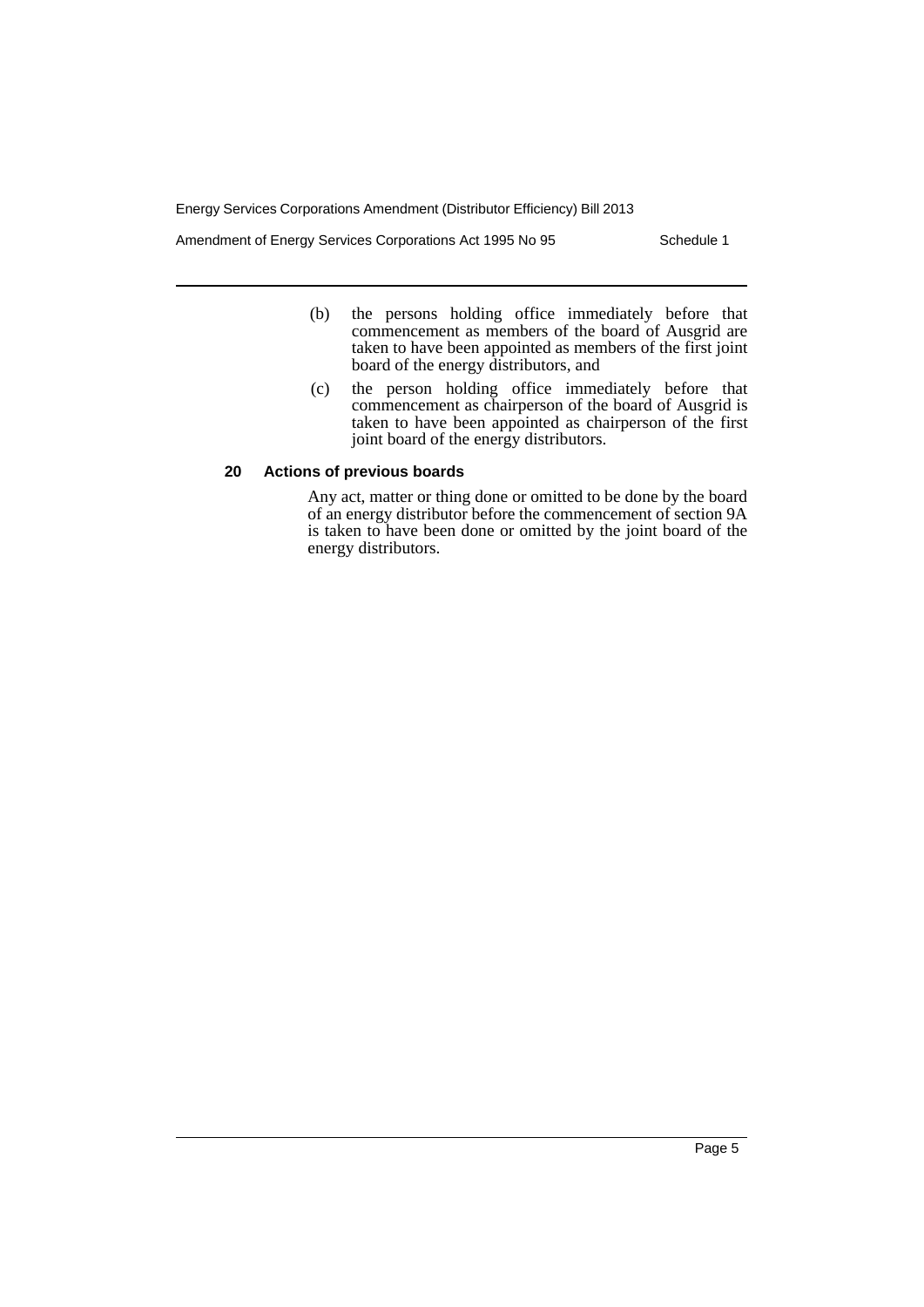(b) the persons holding office immediately before that commencement as members of the board of Ausgrid are taken to have been appointed as members of the first joint board of the energy distributors, and

(c) the person holding office immediately before that commencement as chairperson of the board of Ausgrid is taken to have been appointed as chairperson of the first joint board of the energy distributors.

### 20 Actions of previous boards

Any act, matter or thing done or omitted to be done by the board of an energy distributor before the commencement of section 9A is taken to have been done or omitted by the joint board of the energy distributors.